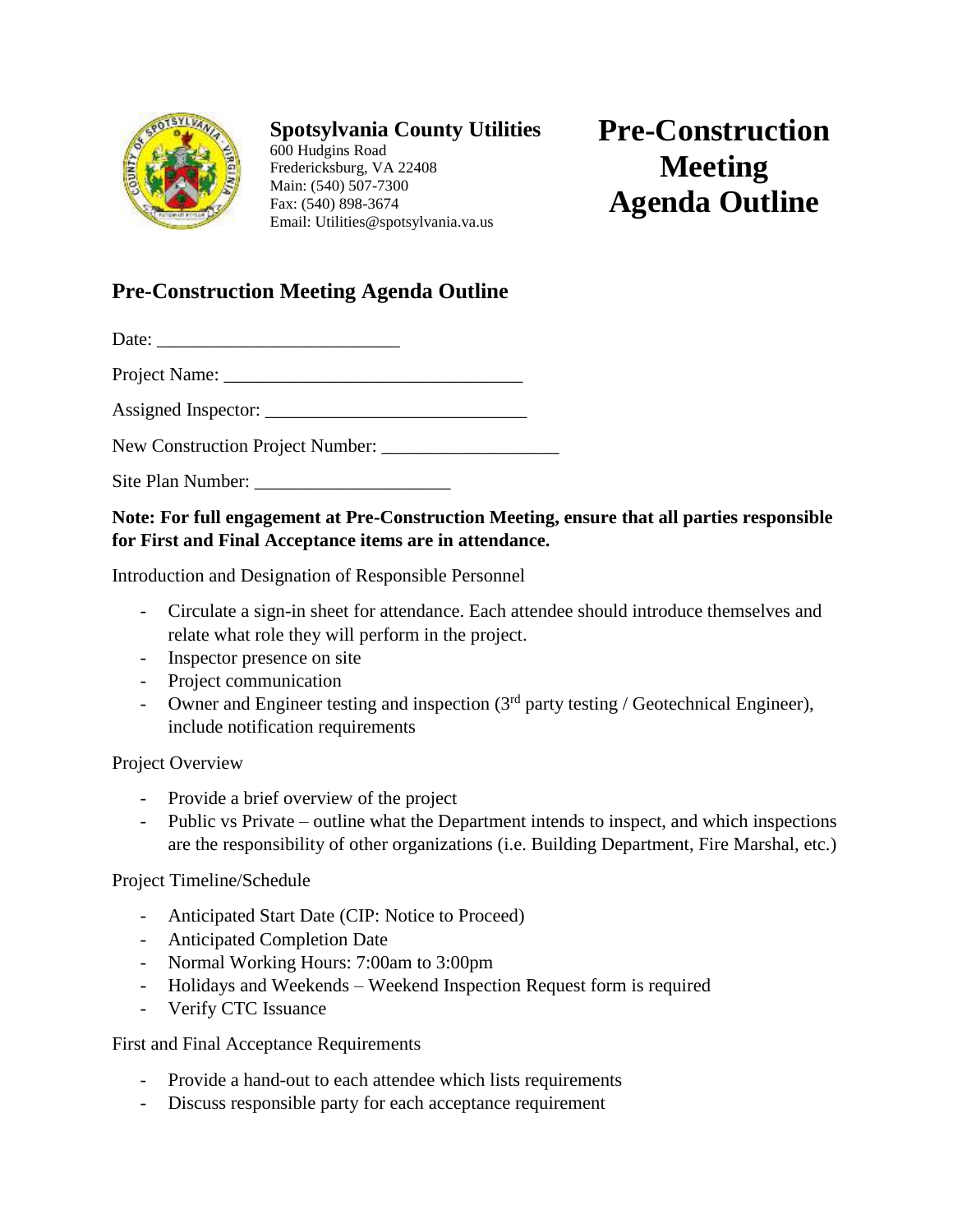**Spotsylvania County Utilities**
600 Hudgins Road
Fredericksburg, VA 22408
Main: (540) 507-7300
Fax: (540) 898-3674
Email: Utilities@spotsylvania.va.us

# Pre-Construction Meeting Agenda Outline

## Pre-Construction Meeting Agenda Outline

Date: ___________________________

Project Name: _________________________________

Assigned Inspector: _____________________________

New Construction Project Number: ___________________

Site Plan Number: _____________________

**Note: For full engagement at Pre-Construction Meeting, ensure that all parties responsible for First and Final Acceptance items are in attendance.**

Introduction and Designation of Responsible Personnel

- Circulate a sign-in sheet for attendance. Each attendee should introduce themselves and relate what role they will perform in the project.
- Inspector presence on site
- Project communication
- Owner and Engineer testing and inspection (3rd party testing / Geotechnical Engineer), include notification requirements

Project Overview

- Provide a brief overview of the project
- Public vs Private – outline what the Department intends to inspect, and which inspections are the responsibility of other organizations (i.e. Building Department, Fire Marshal, etc.)

Project Timeline/Schedule

- Anticipated Start Date (CIP: Notice to Proceed)
- Anticipated Completion Date
- Normal Working Hours: 7:00am to 3:00pm
- Holidays and Weekends – Weekend Inspection Request form is required
- Verify CTC Issuance

First and Final Acceptance Requirements

- Provide a hand-out to each attendee which lists requirements
- Discuss responsible party for each acceptance requirement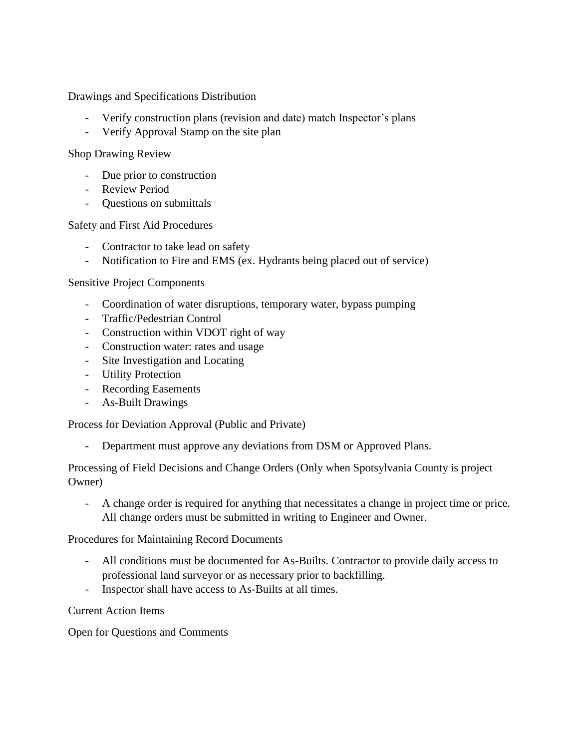Drawings and Specifications Distribution

- Verify construction plans (revision and date) match Inspector's plans
- Verify Approval Stamp on the site plan

Shop Drawing Review

- Due prior to construction
- Review Period
- Questions on submittals

Safety and First Aid Procedures

- Contractor to take lead on safety
- Notification to Fire and EMS (ex. Hydrants being placed out of service)

Sensitive Project Components

- Coordination of water disruptions, temporary water, bypass pumping
- Traffic/Pedestrian Control
- Construction within VDOT right of way
- Construction water: rates and usage
- Site Investigation and Locating
- Utility Protection
- Recording Easements
- As-Built Drawings

Process for Deviation Approval (Public and Private)

- Department must approve any deviations from DSM or Approved Plans.

Processing of Field Decisions and Change Orders (Only when Spotsylvania County is project Owner)

- A change order is required for anything that necessitates a change in project time or price. All change orders must be submitted in writing to Engineer and Owner.

Procedures for Maintaining Record Documents

- All conditions must be documented for As-Builts. Contractor to provide daily access to professional land surveyor or as necessary prior to backfilling.
- Inspector shall have access to As-Builts at all times.

Current Action Items

Open for Questions and Comments